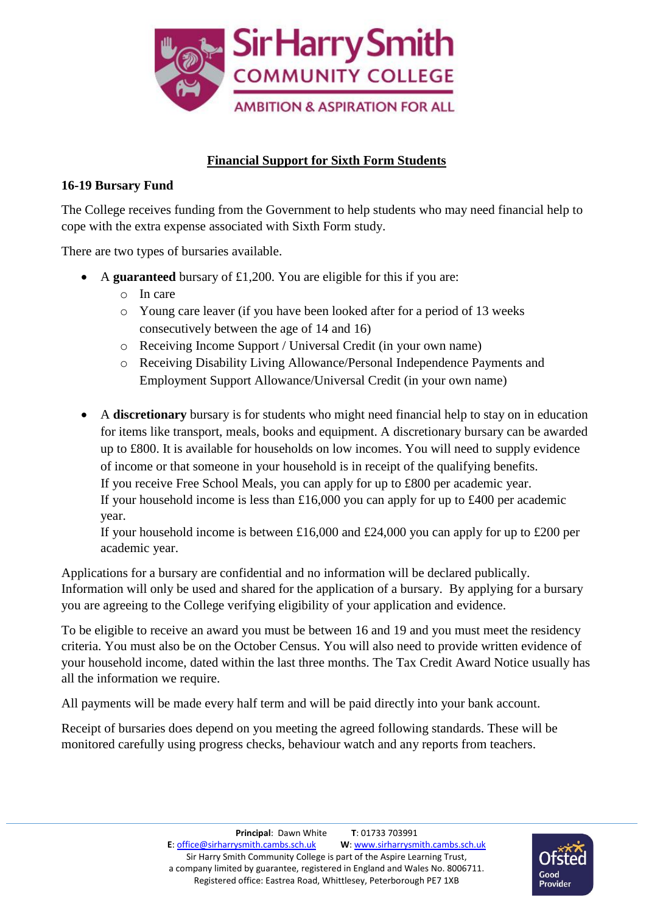Sir Harry Smith
COMMUNITY COLLEGE
AMBITION & ASPIRATION FOR ALL

# Financial Support for Sixth Form Students

## 16-19 Bursary Fund

The College receives funding from the Government to help students who may need financial help to cope with the extra expense associated with Sixth Form study.

There are two types of bursaries available.

- A **guaranteed** bursary of £1,200. You are eligible for this if you are:
  - In care
  - Young care leaver (if you have been looked after for a period of 13 weeks consecutively between the age of 14 and 16)
  - Receiving Income Support / Universal Credit (in your own name)
  - Receiving Disability Living Allowance/Personal Independence Payments and Employment Support Allowance/Universal Credit (in your own name)

- A **discretionary** bursary is for students who might need financial help to stay on in education for items like transport, meals, books and equipment. A discretionary bursary can be awarded up to £800. It is available for households on low incomes. You will need to supply evidence of income or that someone in your household is in receipt of the qualifying benefits.
  If you receive Free School Meals, you can apply for up to £800 per academic year.
  If your household income is less than £16,000 you can apply for up to £400 per academic year.
  If your household income is between £16,000 and £24,000 you can apply for up to £200 per academic year.

Applications for a bursary are confidential and no information will be declared publically. Information will only be used and shared for the application of a bursary. By applying for a bursary you are agreeing to the College verifying eligibility of your application and evidence.

To be eligible to receive an award you must be between 16 and 19 and you must meet the residency criteria. You must also be on the October Census. You will also need to provide written evidence of your household income, dated within the last three months. The Tax Credit Award Notice usually has all the information we require.

All payments will be made every half term and will be paid directly into your bank account.

Receipt of bursaries does depend on you meeting the agreed following standards. These will be monitored carefully using progress checks, behaviour watch and any reports from teachers.

**Principal**: Dawn White **T**: 01733 703991
**E**: office@sirharrysmith.cambs.sch.uk **W**: www.sirharrysmith.cambs.sch.uk
Sir Harry Smith Community College is part of the Aspire Learning Trust,
a company limited by guarantee, registered in England and Wales No. 8006711.
Registered office: Eastrea Road, Whittlesey, Peterborough PE7 1XB

Ofsted Good Provider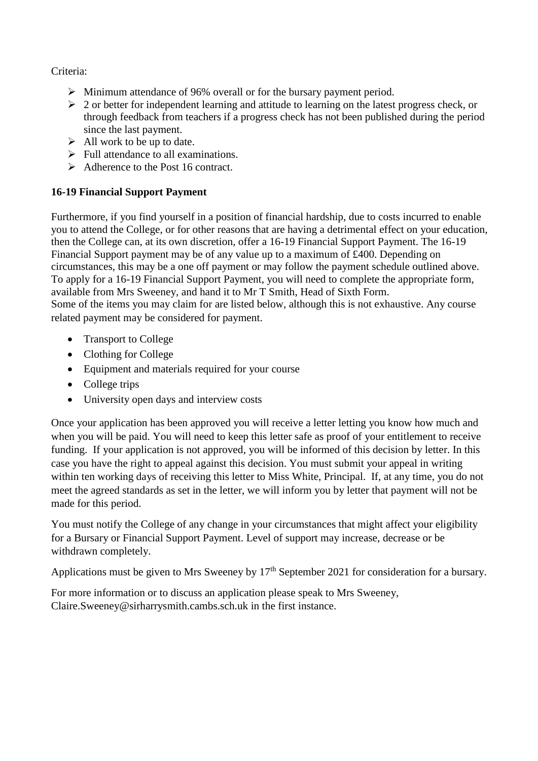Criteria:

- Minimum attendance of 96% overall or for the bursary payment period.
- 2 or better for independent learning and attitude to learning on the latest progress check, or through feedback from teachers if a progress check has not been published during the period since the last payment.
- All work to be up to date.
- Full attendance to all examinations.
- Adherence to the Post 16 contract.

**16-19 Financial Support Payment**

Furthermore, if you find yourself in a position of financial hardship, due to costs incurred to enable you to attend the College, or for other reasons that are having a detrimental effect on your education, then the College can, at its own discretion, offer a 16-19 Financial Support Payment. The 16-19 Financial Support payment may be of any value up to a maximum of £400. Depending on circumstances, this may be a one off payment or may follow the payment schedule outlined above. To apply for a 16-19 Financial Support Payment, you will need to complete the appropriate form, available from Mrs Sweeney, and hand it to Mr T Smith, Head of Sixth Form.
Some of the items you may claim for are listed below, although this is not exhaustive. Any course related payment may be considered for payment.

- Transport to College
- Clothing for College
- Equipment and materials required for your course
- College trips
- University open days and interview costs

Once your application has been approved you will receive a letter letting you know how much and when you will be paid. You will need to keep this letter safe as proof of your entitlement to receive funding. If your application is not approved, you will be informed of this decision by letter. In this case you have the right to appeal against this decision. You must submit your appeal in writing within ten working days of receiving this letter to Miss White, Principal. If, at any time, you do not meet the agreed standards as set in the letter, we will inform you by letter that payment will not be made for this period.

You must notify the College of any change in your circumstances that might affect your eligibility for a Bursary or Financial Support Payment. Level of support may increase, decrease or be withdrawn completely.

Applications must be given to Mrs Sweeney by 17th September 2021 for consideration for a bursary.

For more information or to discuss an application please speak to Mrs Sweeney, Claire.Sweeney@sirharrysmith.cambs.sch.uk in the first instance.